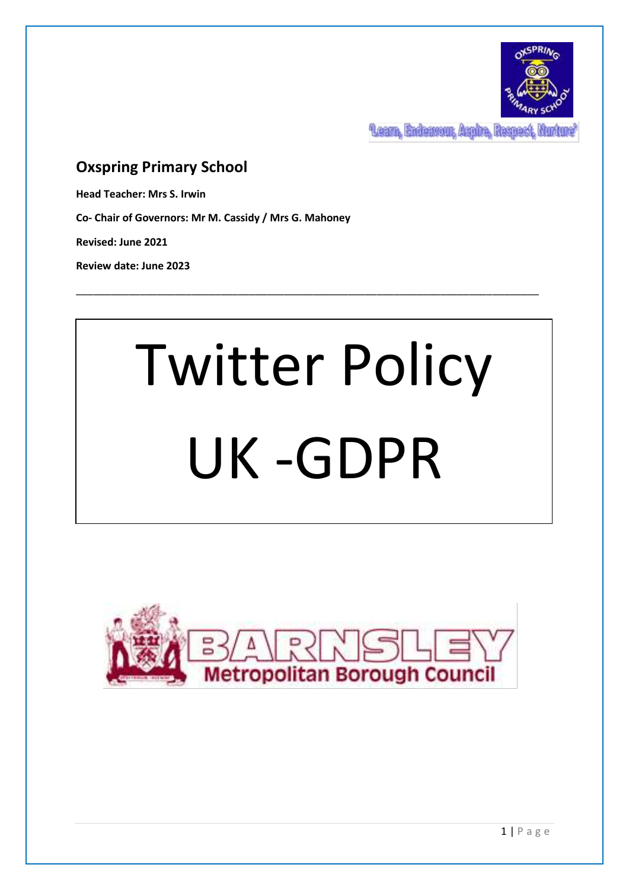'Learn, Endeavour, Aspire, Respect, Nurture'

## Oxspring Primary School

**Head Teacher: Mrs S. Irwin**

**Co- Chair of Governors: Mr M. Cassidy / Mrs G. Mahoney**

**Revised: June 2021**

**Review date: June 2023**

---

# Twitter Policy

# UK -GDPR

Barnsley Metropolitan Borough Council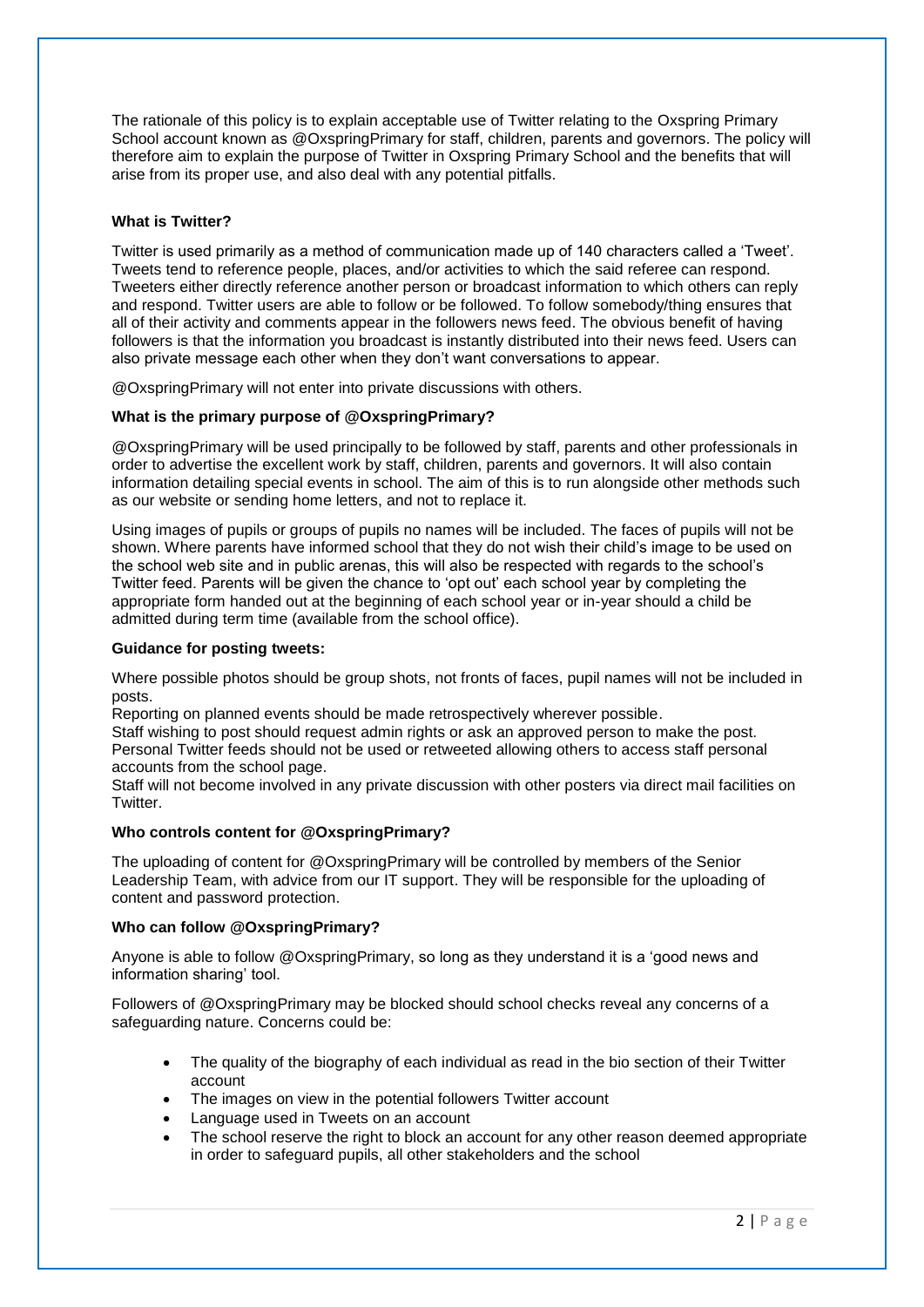The rationale of this policy is to explain acceptable use of Twitter relating to the Oxspring Primary School account known as @OxspringPrimary for staff, children, parents and governors. The policy will therefore aim to explain the purpose of Twitter in Oxspring Primary School and the benefits that will arise from its proper use, and also deal with any potential pitfalls.

**What is Twitter?**

Twitter is used primarily as a method of communication made up of 140 characters called a 'Tweet'. Tweets tend to reference people, places, and/or activities to which the said referee can respond. Tweeters either directly reference another person or broadcast information to which others can reply and respond. Twitter users are able to follow or be followed. To follow somebody/thing ensures that all of their activity and comments appear in the followers news feed. The obvious benefit of having followers is that the information you broadcast is instantly distributed into their news feed. Users can also private message each other when they don't want conversations to appear.

@OxspringPrimary will not enter into private discussions with others.

**What is the primary purpose of @OxspringPrimary?**

@OxspringPrimary will be used principally to be followed by staff, parents and other professionals in order to advertise the excellent work by staff, children, parents and governors. It will also contain information detailing special events in school. The aim of this is to run alongside other methods such as our website or sending home letters, and not to replace it.

Using images of pupils or groups of pupils no names will be included. The faces of pupils will not be shown. Where parents have informed school that they do not wish their child's image to be used on the school web site and in public arenas, this will also be respected with regards to the school's Twitter feed. Parents will be given the chance to 'opt out' each school year by completing the appropriate form handed out at the beginning of each school year or in-year should a child be admitted during term time (available from the school office).

**Guidance for posting tweets:**

Where possible photos should be group shots, not fronts of faces, pupil names will not be included in posts.
Reporting on planned events should be made retrospectively wherever possible.
Staff wishing to post should request admin rights or ask an approved person to make the post.
Personal Twitter feeds should not be used or retweeted allowing others to access staff personal accounts from the school page.
Staff will not become involved in any private discussion with other posters via direct mail facilities on Twitter.

**Who controls content for @OxspringPrimary?**

The uploading of content for @OxspringPrimary will be controlled by members of the Senior Leadership Team, with advice from our IT support. They will be responsible for the uploading of content and password protection.

**Who can follow @OxspringPrimary?**

Anyone is able to follow @OxspringPrimary, so long as they understand it is a 'good news and information sharing' tool.

Followers of @OxspringPrimary may be blocked should school checks reveal any concerns of a safeguarding nature. Concerns could be:

- The quality of the biography of each individual as read in the bio section of their Twitter account
- The images on view in the potential followers Twitter account
- Language used in Tweets on an account
- The school reserve the right to block an account for any other reason deemed appropriate in order to safeguard pupils, all other stakeholders and the school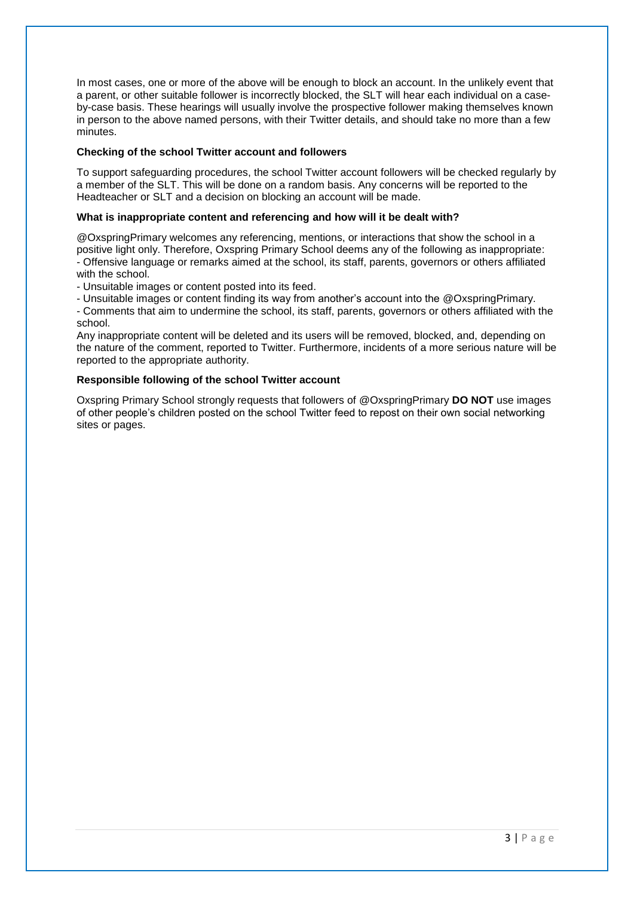In most cases, one or more of the above will be enough to block an account. In the unlikely event that a parent, or other suitable follower is incorrectly blocked, the SLT will hear each individual on a case-by-case basis. These hearings will usually involve the prospective follower making themselves known in person to the above named persons, with their Twitter details, and should take no more than a few minutes.

**Checking of the school Twitter account and followers**

To support safeguarding procedures, the school Twitter account followers will be checked regularly by a member of the SLT. This will be done on a random basis. Any concerns will be reported to the Headteacher or SLT and a decision on blocking an account will be made.

**What is inappropriate content and referencing and how will it be dealt with?**

@OxspringPrimary welcomes any referencing, mentions, or interactions that show the school in a positive light only. Therefore, Oxspring Primary School deems any of the following as inappropriate:

- Offensive language or remarks aimed at the school, its staff, parents, governors or others affiliated with the school.
- Unsuitable images or content posted into its feed.
- Unsuitable images or content finding its way from another's account into the @OxspringPrimary.
- Comments that aim to undermine the school, its staff, parents, governors or others affiliated with the school.

Any inappropriate content will be deleted and its users will be removed, blocked, and, depending on the nature of the comment, reported to Twitter. Furthermore, incidents of a more serious nature will be reported to the appropriate authority.

**Responsible following of the school Twitter account**

Oxspring Primary School strongly requests that followers of @OxspringPrimary **DO NOT** use images of other people's children posted on the school Twitter feed to repost on their own social networking sites or pages.